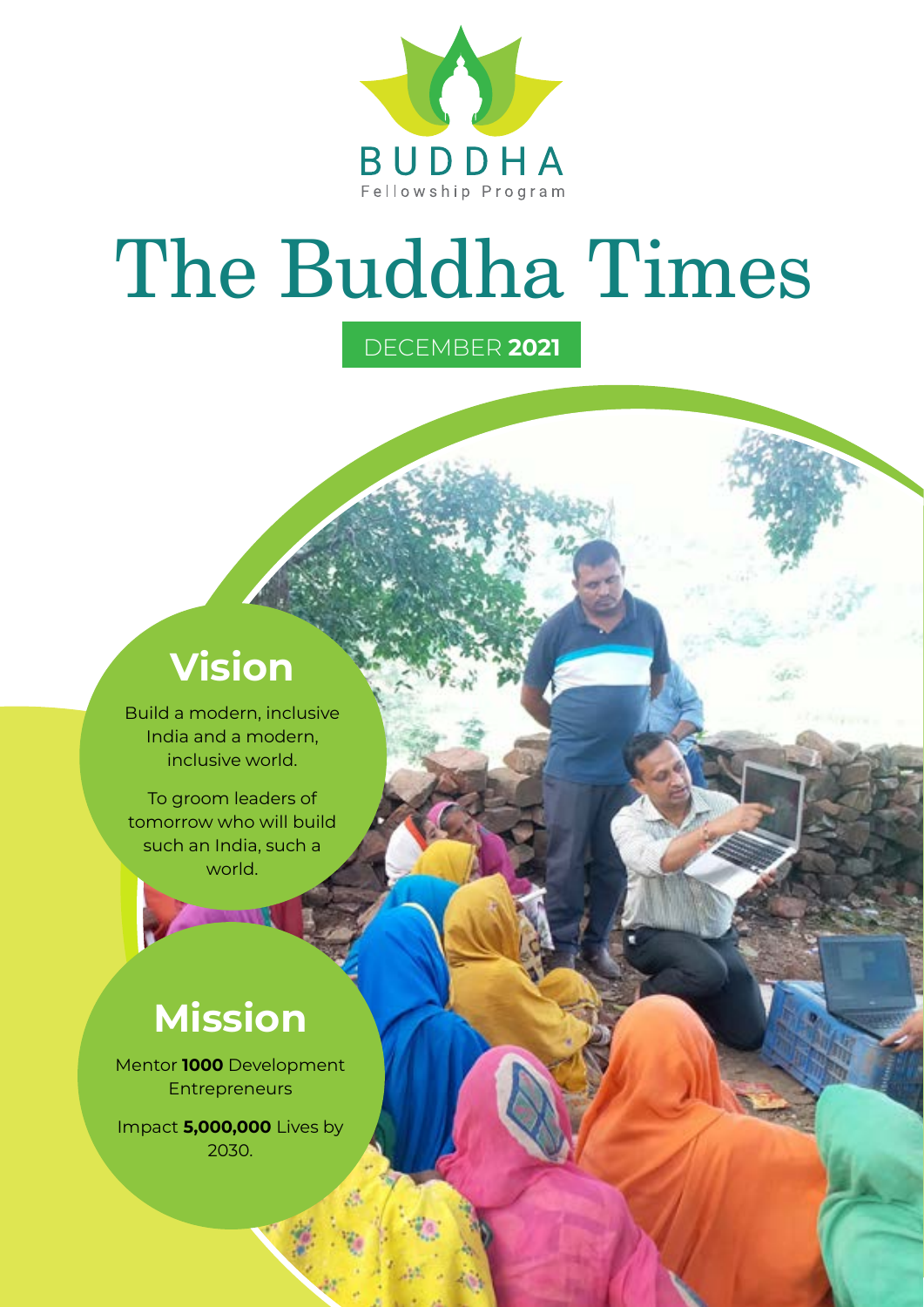BUDDHA
Fellowship Program

# The Buddha Times

DECEMBER **2021**

## Vision

Build a modern, inclusive India and a modern, inclusive world.

To groom leaders of tomorrow who will build such an India, such a world.

## Mission

Mentor **1000** Development Entrepreneurs

Impact **5,000,000** Lives by 2030.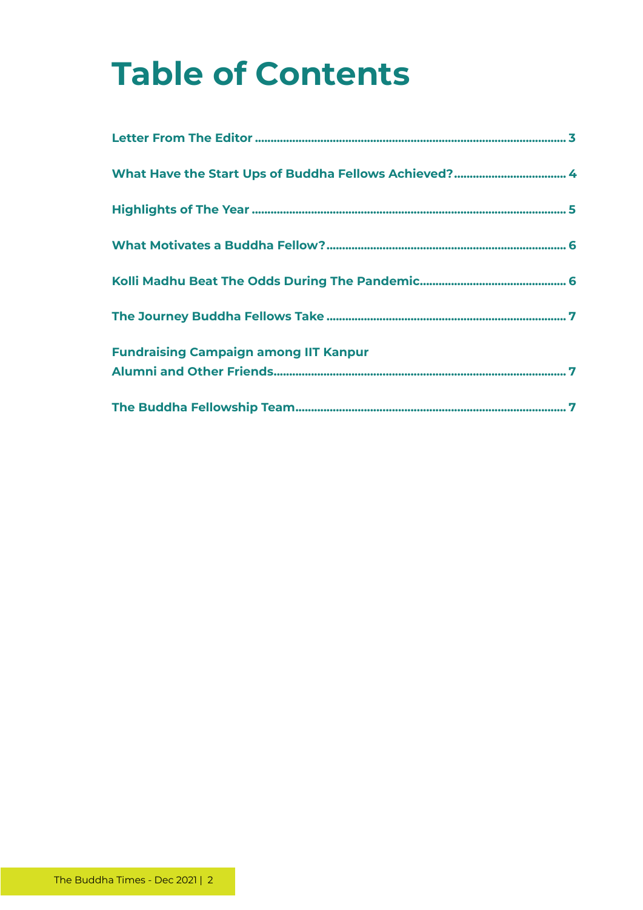# Table of Contents

**Letter From The Editor** ........................................ 3

**What Have the Start Ups of Buddha Fellows Achieved?** ........................................ 4

**Highlights of The Year** ........................................ 5

**What Motivates a Buddha Fellow?** ........................................ 6

**Kolli Madhu Beat The Odds During The Pandemic** ........................................ 6

**The Journey Buddha Fellows Take** ........................................ 7

**Fundraising Campaign among IIT Kanpur Alumni and Other Friends** ........................................ 7

**The Buddha Fellowship Team** ........................................ 7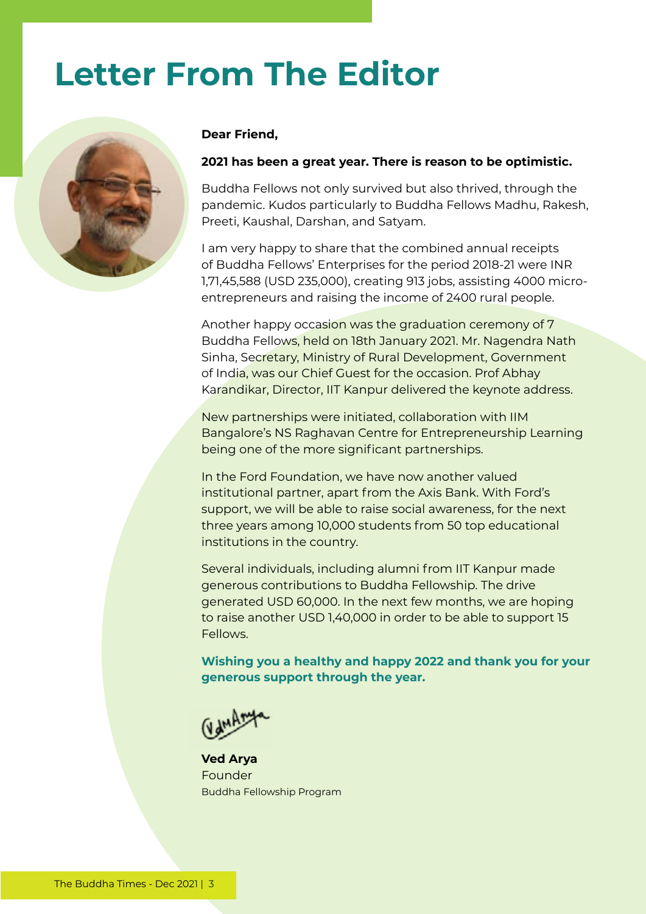# Letter From The Editor

**Dear Friend,**

**2021 has been a great year. There is reason to be optimistic.**

Buddha Fellows not only survived but also thrived, through the pandemic. Kudos particularly to Buddha Fellows Madhu, Rakesh, Preeti, Kaushal, Darshan, and Satyam.

I am very happy to share that the combined annual receipts of Buddha Fellows' Enterprises for the period 2018-21 were INR 1,71,45,588 (USD 235,000), creating 913 jobs, assisting 4000 micro-entrepreneurs and raising the income of 2400 rural people.

Another happy occasion was the graduation ceremony of 7 Buddha Fellows, held on 18th January 2021. Mr. Nagendra Nath Sinha, Secretary, Ministry of Rural Development, Government of India, was our Chief Guest for the occasion. Prof Abhay Karandikar, Director, IIT Kanpur delivered the keynote address.

New partnerships were initiated, collaboration with IIM Bangalore's NS Raghavan Centre for Entrepreneurship Learning being one of the more significant partnerships.

In the Ford Foundation, we have now another valued institutional partner, apart from the Axis Bank. With Ford's support, we will be able to raise social awareness, for the next three years among 10,000 students from 50 top educational institutions in the country.

Several individuals, including alumni from IIT Kanpur made generous contributions to Buddha Fellowship. The drive generated USD 60,000. In the next few months, we are hoping to raise another USD 1,40,000 in order to be able to support 15 Fellows.

**Wishing you a healthy and happy 2022 and thank you for your generous support through the year.**

**Ved Arya**
Founder
Buddha Fellowship Program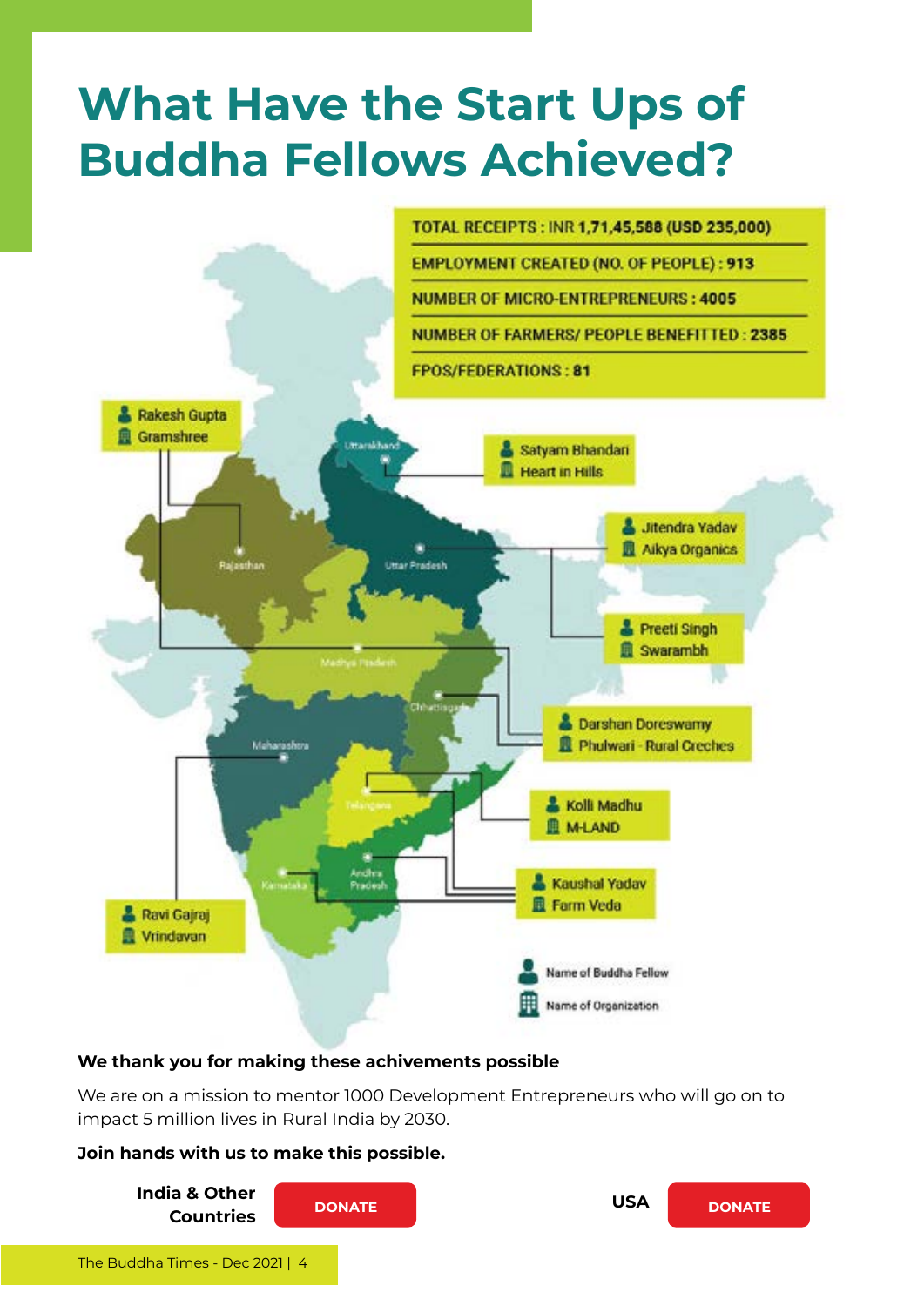# What Have the Start Ups of Buddha Fellows Achieved?

TOTAL RECEIPTS : INR **1,71,45,588 (USD 235,000)**

EMPLOYMENT CREATED (NO. OF PEOPLE) : **913**

NUMBER OF MICRO-ENTREPRENEURS : **4005**

NUMBER OF FARMERS/ PEOPLE BENEFITTED : **2385**

FPOS/FEDERATIONS : **81**

| Name of Buddha Fellow | Name of Organization | State |
| --- | --- | --- |
| Rakesh Gupta | Gramshree | Rajasthan |
| Satyam Bhandari | Heart in Hills | Uttarakhand |
| Jitendra Yadav | Aikya Organics | Uttar Pradesh |
| Preeti Singh | Swarambh | Madhya Pradesh |
| Darshan Doreswamy | Phulwari - Rural Creches | Chhattisgarh |
| Kolli Madhu | M-LAND | Telangana |
| Kaushal Yadav | Farm Veda | Andhra Pradesh |
| Ravi Gajraj | Vrindavan | Maharashtra |

**We thank you for making these achivements possible**

We are on a mission to mentor 1000 Development Entrepreneurs who will go on to impact 5 million lives in Rural India by 2030.

**Join hands with us to make this possible.**

**India & Other Countries** DONATE

**USA** DONATE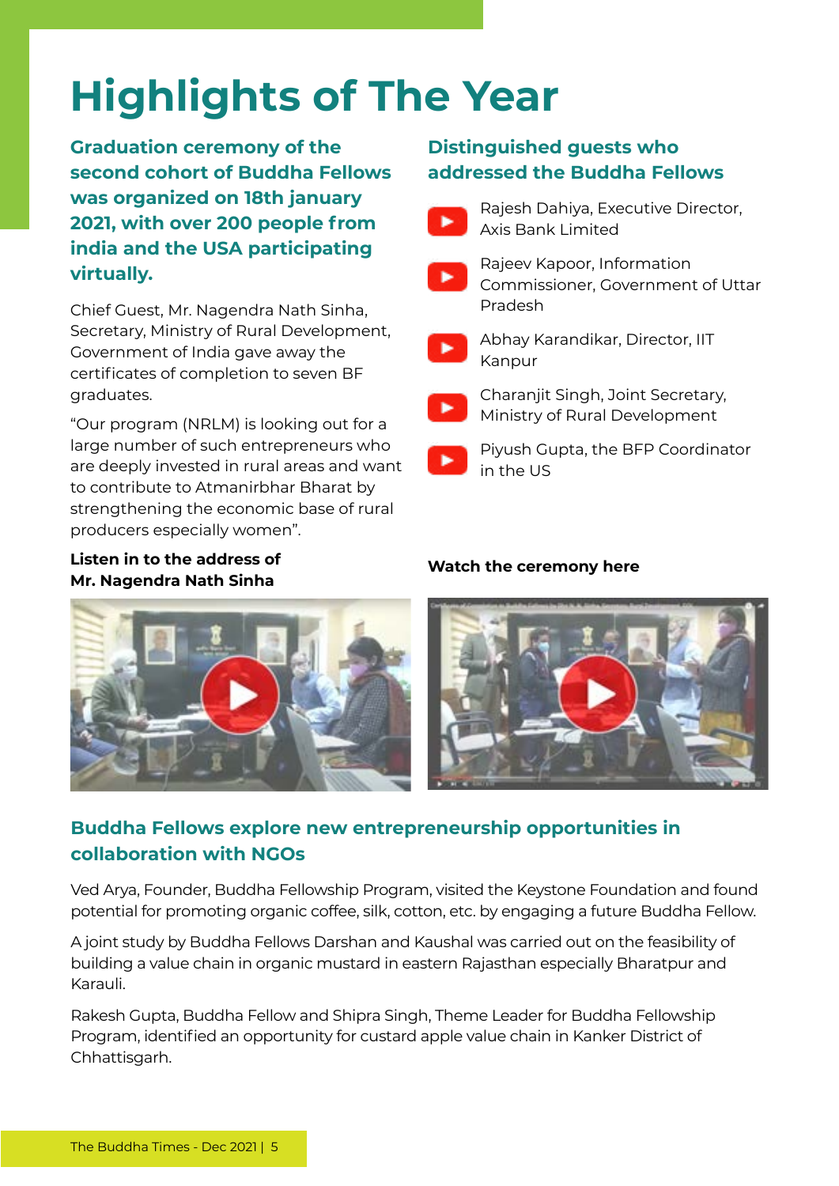# Highlights of The Year

## Graduation ceremony of the second cohort of Buddha Fellows was organized on 18th january 2021, with over 200 people from india and the USA participating virtually.

Chief Guest, Mr. Nagendra Nath Sinha, Secretary, Ministry of Rural Development, Government of India gave away the certificates of completion to seven BF graduates.

"Our program (NRLM) is looking out for a large number of such entrepreneurs who are deeply invested in rural areas and want to contribute to Atmanirbhar Bharat by strengthening the economic base of rural producers especially women".

**Listen in to the address of Mr. Nagendra Nath Sinha**

## Distinguished guests who addressed the Buddha Fellows

- Rajesh Dahiya, Executive Director, Axis Bank Limited
- Rajeev Kapoor, Information Commissioner, Government of Uttar Pradesh
- Abhay Karandikar, Director, IIT Kanpur
- Charanjit Singh, Joint Secretary, Ministry of Rural Development
- Piyush Gupta, the BFP Coordinator in the US

**Watch the ceremony here**

## Buddha Fellows explore new entrepreneurship opportunities in collaboration with NGOs

Ved Arya, Founder, Buddha Fellowship Program, visited the Keystone Foundation and found potential for promoting organic coffee, silk, cotton, etc. by engaging a future Buddha Fellow.

A joint study by Buddha Fellows Darshan and Kaushal was carried out on the feasibility of building a value chain in organic mustard in eastern Rajasthan especially Bharatpur and Karauli.

Rakesh Gupta, Buddha Fellow and Shipra Singh, Theme Leader for Buddha Fellowship Program, identified an opportunity for custard apple value chain in Kanker District of Chhattisgarh.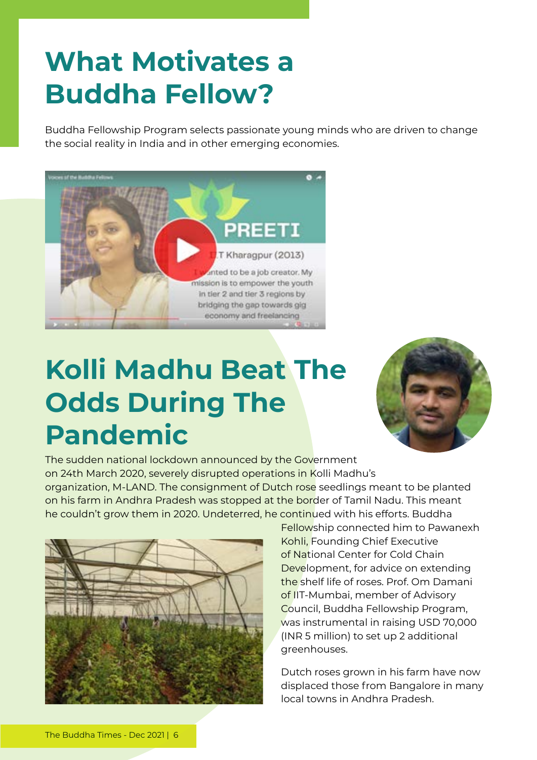# What Motivates a Buddha Fellow?

Buddha Fellowship Program selects passionate young minds who are driven to change the social reality in India and in other emerging economies.

# Kolli Madhu Beat The Odds During The Pandemic

The sudden national lockdown announced by the Government on 24th March 2020, severely disrupted operations in Kolli Madhu's organization, M-LAND. The consignment of Dutch rose seedlings meant to be planted on his farm in Andhra Pradesh was stopped at the border of Tamil Nadu. This meant he couldn't grow them in 2020. Undeterred, he continued with his efforts. Buddha Fellowship connected him to Pawanexh Kohli, Founding Chief Executive of National Center for Cold Chain Development, for advice on extending the shelf life of roses. Prof. Om Damani of IIT-Mumbai, member of Advisory Council, Buddha Fellowship Program, was instrumental in raising USD 70,000 (INR 5 million) to set up 2 additional greenhouses.

Dutch roses grown in his farm have now displaced those from Bangalore in many local towns in Andhra Pradesh.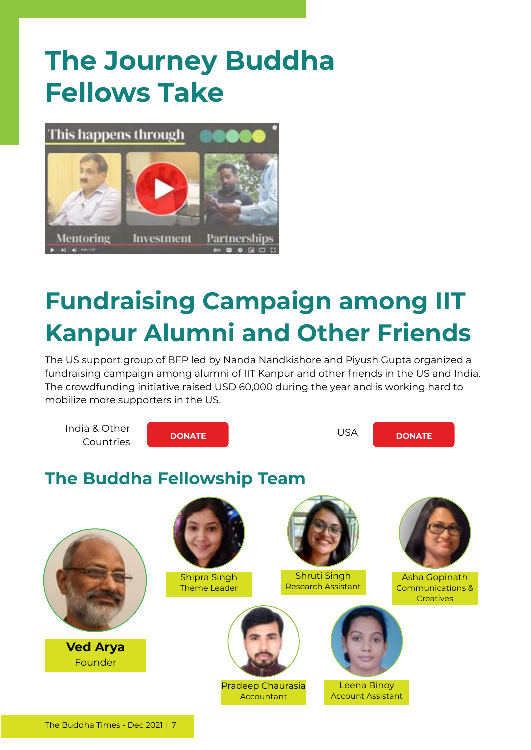# The Journey Buddha Fellows Take

# Fundraising Campaign among IIT Kanpur Alumni and Other Friends

The US support group of BFP led by Nanda Nandkishore and Piyush Gupta organized a fundraising campaign among alumni of IIT Kanpur and other friends in the US and India. The crowdfunding initiative raised USD 60,000 during the year and is working hard to mobilize more supporters in the US.

India & Other Countries **DONATE**

USA **DONATE**

## The Buddha Fellowship Team

**Ved Arya**
Founder

Shipra Singh
Theme Leader

Shruti Singh
Research Assistant

Asha Gopinath
Communications & Creatives

Pradeep Chaurasia
Accountant

Leena Binoy
Account Assistant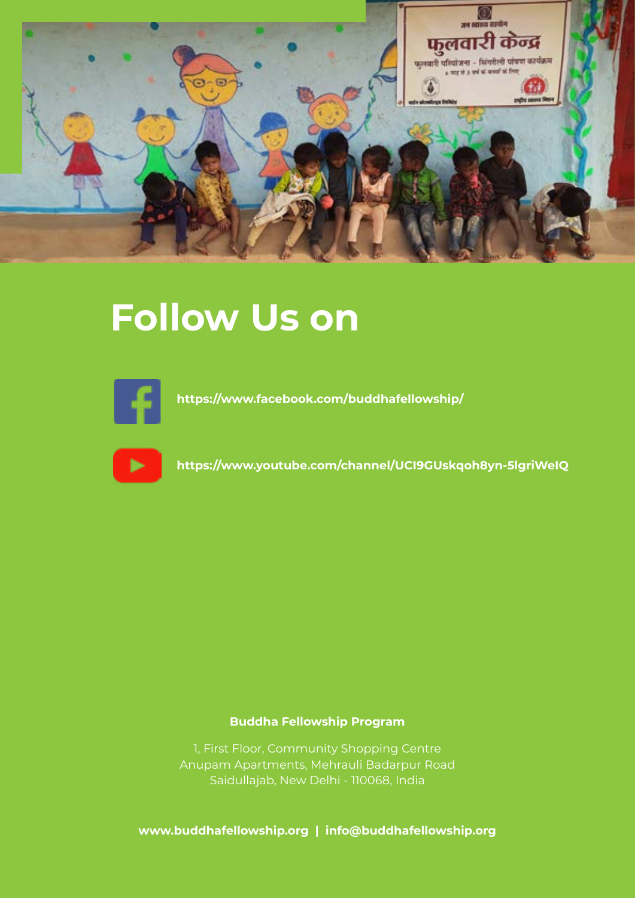# Follow Us on

https://www.facebook.com/buddhafellowship/

https://www.youtube.com/channel/UCI9GUskqoh8yn-5lgriWeIQ

**Buddha Fellowship Program**

1, First Floor, Community Shopping Centre
Anupam Apartments, Mehrauli Badarpur Road
Saidullajab, New Delhi - 110068, India

**www.buddhafellowship.org | info@buddhafellowship.org**